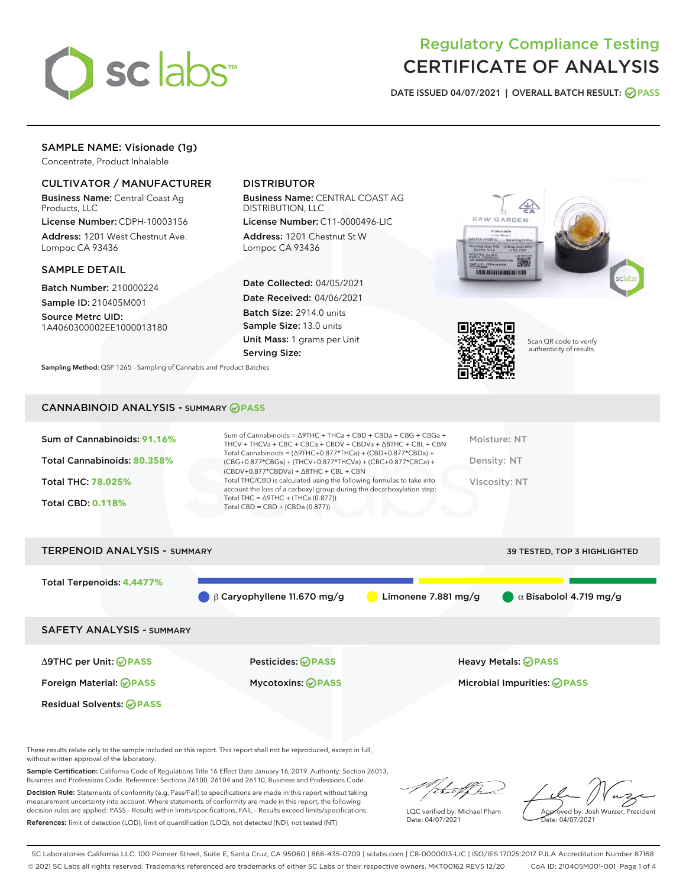# Regulatory Compliance Testing
# CERTIFICATE OF ANALYSIS

DATE ISSUED 04/07/2021 | OVERALL BATCH RESULT: PASS

## SAMPLE NAME: Visionade (1g)

Concentrate, Product Inhalable

### CULTIVATOR / MANUFACTURER

**Business Name:** Central Coast Ag Products, LLC

**License Number:** CDPH-10003156

**Address:** 1201 West Chestnut Ave. Lompoc CA 93436

### DISTRIBUTOR

**Business Name:** CENTRAL COAST AG DISTRIBUTION, LLC

**License Number:** C11-0000496-LIC

**Address:** 1201 Chestnut St W Lompoc CA 93436

### SAMPLE DETAIL

**Batch Number:** 210000224

**Sample ID:** 210405M001

**Source Metrc UID:** 1A4060300002EE1000013180

**Date Collected:** 04/05/2021

**Date Received:** 04/06/2021

**Batch Size:** 2914.0 units

**Sample Size:** 13.0 units

**Unit Mass:** 1 grams per Unit

**Serving Size:**

Scan QR code to verify authenticity of results.

**Sampling Method:** QSP 1265 - Sampling of Cannabis and Product Batches

## CANNABINOID ANALYSIS - SUMMARY PASS

**Sum of Cannabinoids:** 91.16%

**Total Cannabinoids:** 80.358%

**Total THC:** 78.025%

**Total CBD:** 0.118%

Sum of Cannabinoids = Δ9THC + THCa + CBD + CBDa + CBG + CBGa + THCV + THCVa + CBC + CBCa + CBDV + CBDVa + Δ8THC + CBL + CBN

Total Cannabinoids = (Δ9THC+0.877*THCa) + (CBD+0.877*CBDa) + (CBG+0.877*CBGa) + (THCV+0.877*THCVa) + (CBC+0.877*CBCa) + (CBDV+0.877*CBDVa) + Δ8THC + CBL + CBN

Total THC/CBD is calculated using the following formulas to take into account the loss of a carboxyl group during the decarboxylation step:

Total THC = Δ9THC + (THCa (0.877))

Total CBD = CBD + (CBDa (0.877))

Moisture: NT

Density: NT

Viscosity: NT

## TERPENOID ANALYSIS - SUMMARY

39 TESTED, TOP 3 HIGHLIGHTED

**Total Terpenoids:** 4.4477%

β Caryophyllene 11.670 mg/g | Limonene 7.881 mg/g | α Bisabolol 4.719 mg/g

## SAFETY ANALYSIS - SUMMARY

| | | |
|---|---|---|
| Δ9THC per Unit: PASS | Pesticides: PASS | Heavy Metals: PASS |
| Foreign Material: PASS | Mycotoxins: PASS | Microbial Impurities: PASS |
| Residual Solvents: PASS | | |

These results relate only to the sample included on this report. This report shall not be reproduced, except in full, without written approval of the laboratory.

**Sample Certification:** California Code of Regulations Title 16 Effect Date January 16, 2019. Authority: Section 26013, Business and Professions Code. Reference: Sections 26100, 26104 and 26110, Business and Professions Code.

**Decision Rule:** Statements of conformity (e.g. Pass/Fail) to specifications are made in this report without taking measurement uncertainty into account. Where statements of conformity are made in this report, the following decision rules are applied: PASS – Results within limits/specifications, FAIL – Results exceed limits/specifications.

**References:** limit of detection (LOD), limit of quantification (LOQ), not detected (ND), not tested (NT)

LQC verified by: Michael Pham
Date: 04/07/2021

Approved by: Josh Wurzer, President
Date: 04/07/2021

SC Laboratories California LLC. 100 Pioneer Street, Suite E, Santa Cruz, CA 95060 | 866-435-0709 | sclabs.com | C8-0000013-LIC | ISO/IES 17025:2017 PJLA Accreditation Number 87168
© 2021 SC Labs all rights reserved. Trademarks referenced are trademarks of either SC Labs or their respective owners. MKT00162 REV5 12/20 CoA ID: 210405M001-001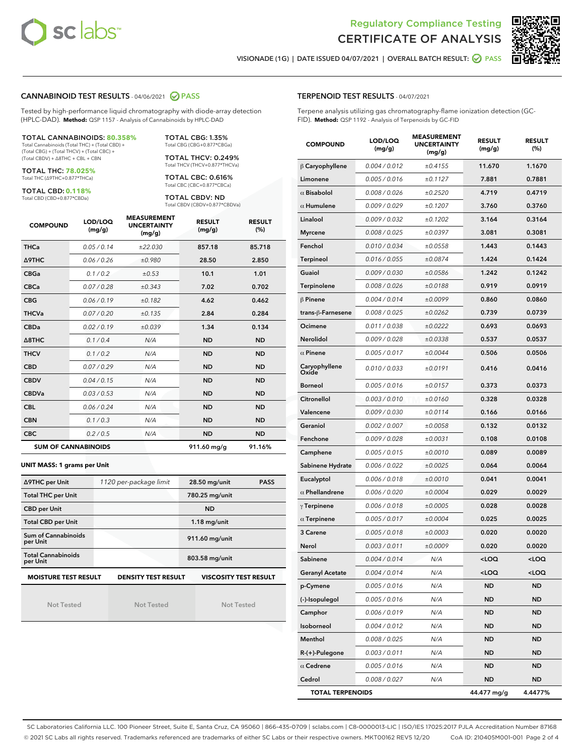Regulatory Compliance Testing
# CERTIFICATE OF ANALYSIS

VISIONADE (1G) | DATE ISSUED 04/07/2021 | OVERALL BATCH RESULT: PASS

## CANNABINOID TEST RESULTS - 04/06/2021 PASS

Tested by high-performance liquid chromatography with diode-array detection (HPLC-DAD). **Method:** QSP 1157 - Analysis of Cannabinoids by HPLC-DAD

**TOTAL CANNABINOIDS: 80.358%**
Total Cannabinoids (Total THC) + (Total CBD) + (Total CBG) + (Total THCV) + (Total CBC) + (Total CBDV) + Δ8THC + CBL + CBN

**TOTAL THC: 78.025%**
Total THC (Δ9THC+0.877*THCa)

**TOTAL CBD: 0.118%**
Total CBD (CBD+0.877*CBDa)

**TOTAL CBG: 1.35%**
Total CBG (CBG+0.877*CBGa)

**TOTAL THCV: 0.249%**
Total THCV (THCV+0.877*THCVa)

**TOTAL CBC: 0.616%**
Total CBC (CBC+0.877*CBCa)

**TOTAL CBDV: ND**
Total CBDV (CBDV+0.877*CBDVa)

| COMPOUND | LOD/LOQ (mg/g) | MEASUREMENT UNCERTAINTY (mg/g) | RESULT (mg/g) | RESULT (%) |
|---|---|---|---|---|
| THCa | 0.05 / 0.14 | ±22.030 | 857.18 | 85.718 |
| Δ9THC | 0.06 / 0.26 | ±0.980 | 28.50 | 2.850 |
| CBGa | 0.1 / 0.2 | ±0.53 | 10.1 | 1.01 |
| CBCa | 0.07 / 0.28 | ±0.343 | 7.02 | 0.702 |
| CBG | 0.06 / 0.19 | ±0.182 | 4.62 | 0.462 |
| THCVa | 0.07 / 0.20 | ±0.135 | 2.84 | 0.284 |
| CBDa | 0.02 / 0.19 | ±0.039 | 1.34 | 0.134 |
| Δ8THC | 0.1 / 0.4 | N/A | ND | ND |
| THCV | 0.1 / 0.2 | N/A | ND | ND |
| CBD | 0.07 / 0.29 | N/A | ND | ND |
| CBDV | 0.04 / 0.15 | N/A | ND | ND |
| CBDVa | 0.03 / 0.53 | N/A | ND | ND |
| CBL | 0.06 / 0.24 | N/A | ND | ND |
| CBN | 0.1 / 0.3 | N/A | ND | ND |
| CBC | 0.2 / 0.5 | N/A | ND | ND |
| **SUM OF CANNABINOIDS** | | | 911.60 mg/g | 91.16% |

**UNIT MASS: 1 grams per Unit**

| | | | |
|---|---|---|---|
| Δ9THC per Unit | 1120 per-package limit | 28.50 mg/unit | PASS |
| Total THC per Unit | | 780.25 mg/unit | |
| CBD per Unit | | ND | |
| Total CBD per Unit | | 1.18 mg/unit | |
| Sum of Cannabinoids per Unit | | 911.60 mg/unit | |
| Total Cannabinoids per Unit | | 803.58 mg/unit | |

| MOISTURE TEST RESULT | DENSITY TEST RESULT | VISCOSITY TEST RESULT |
|---|---|---|
| Not Tested | Not Tested | Not Tested |

## TERPENOID TEST RESULTS - 04/07/2021

Terpene analysis utilizing gas chromatography-flame ionization detection (GC-FID). **Method:** QSP 1192 - Analysis of Terpenoids by GC-FID

| COMPOUND | LOD/LOQ (mg/g) | MEASUREMENT UNCERTAINTY (mg/g) | RESULT (mg/g) | RESULT (%) |
|---|---|---|---|---|
| β Caryophyllene | 0.004 / 0.012 | ±0.4155 | 11.670 | 1.1670 |
| Limonene | 0.005 / 0.016 | ±0.1127 | 7.881 | 0.7881 |
| α Bisabolol | 0.008 / 0.026 | ±0.2520 | 4.719 | 0.4719 |
| α Humulene | 0.009 / 0.029 | ±0.1207 | 3.760 | 0.3760 |
| Linalool | 0.009 / 0.032 | ±0.1202 | 3.164 | 0.3164 |
| Myrcene | 0.008 / 0.025 | ±0.0397 | 3.081 | 0.3081 |
| Fenchol | 0.010 / 0.034 | ±0.0558 | 1.443 | 0.1443 |
| Terpineol | 0.016 / 0.055 | ±0.0874 | 1.424 | 0.1424 |
| Guaiol | 0.009 / 0.030 | ±0.0586 | 1.242 | 0.1242 |
| Terpinolene | 0.008 / 0.026 | ±0.0188 | 0.919 | 0.0919 |
| β Pinene | 0.004 / 0.014 | ±0.0099 | 0.860 | 0.0860 |
| trans-β-Farnesene | 0.008 / 0.025 | ±0.0262 | 0.739 | 0.0739 |
| Ocimene | 0.011 / 0.038 | ±0.0222 | 0.693 | 0.0693 |
| Nerolidol | 0.009 / 0.028 | ±0.0338 | 0.537 | 0.0537 |
| α Pinene | 0.005 / 0.017 | ±0.0044 | 0.506 | 0.0506 |
| Caryophyllene Oxide | 0.010 / 0.033 | ±0.0191 | 0.416 | 0.0416 |
| Borneol | 0.005 / 0.016 | ±0.0157 | 0.373 | 0.0373 |
| Citronellol | 0.003 / 0.010 | ±0.0160 | 0.328 | 0.0328 |
| Valencene | 0.009 / 0.030 | ±0.0114 | 0.166 | 0.0166 |
| Geraniol | 0.002 / 0.007 | ±0.0058 | 0.132 | 0.0132 |
| Fenchone | 0.009 / 0.028 | ±0.0031 | 0.108 | 0.0108 |
| Camphene | 0.005 / 0.015 | ±0.0010 | 0.089 | 0.0089 |
| Sabinene Hydrate | 0.006 / 0.022 | ±0.0025 | 0.064 | 0.0064 |
| Eucalyptol | 0.006 / 0.018 | ±0.0010 | 0.041 | 0.0041 |
| α Phellandrene | 0.006 / 0.020 | ±0.0004 | 0.029 | 0.0029 |
| γ Terpinene | 0.006 / 0.018 | ±0.0005 | 0.028 | 0.0028 |
| α Terpinene | 0.005 / 0.017 | ±0.0004 | 0.025 | 0.0025 |
| 3 Carene | 0.005 / 0.018 | ±0.0003 | 0.020 | 0.0020 |
| Nerol | 0.003 / 0.011 | ±0.0009 | 0.020 | 0.0020 |
| Sabinene | 0.004 / 0.014 | N/A | <LOQ | <LOQ |
| Geranyl Acetate | 0.004 / 0.014 | N/A | <LOQ | <LOQ |
| p-Cymene | 0.005 / 0.016 | N/A | ND | ND |
| (-)-Isopulegol | 0.005 / 0.016 | N/A | ND | ND |
| Camphor | 0.006 / 0.019 | N/A | ND | ND |
| Isoborneol | 0.004 / 0.012 | N/A | ND | ND |
| Menthol | 0.008 / 0.025 | N/A | ND | ND |
| R-(+)-Pulegone | 0.003 / 0.011 | N/A | ND | ND |
| α Cedrene | 0.005 / 0.016 | N/A | ND | ND |
| Cedrol | 0.008 / 0.027 | N/A | ND | ND |
| **TOTAL TERPENOIDS** | | | 44.477 mg/g | 4.4477% |

SC Laboratories California LLC. 100 Pioneer Street, Suite E, Santa Cruz, CA 95060 | 866-435-0709 | sclabs.com | C8-0000013-LIC | ISO/IES 17025:2017 PJLA Accreditation Number 87168
© 2021 SC Labs all rights reserved. Trademarks referenced are trademarks of either SC Labs or their respective owners. MKT00162 REV5 12/20 CoA ID: 210405M001-001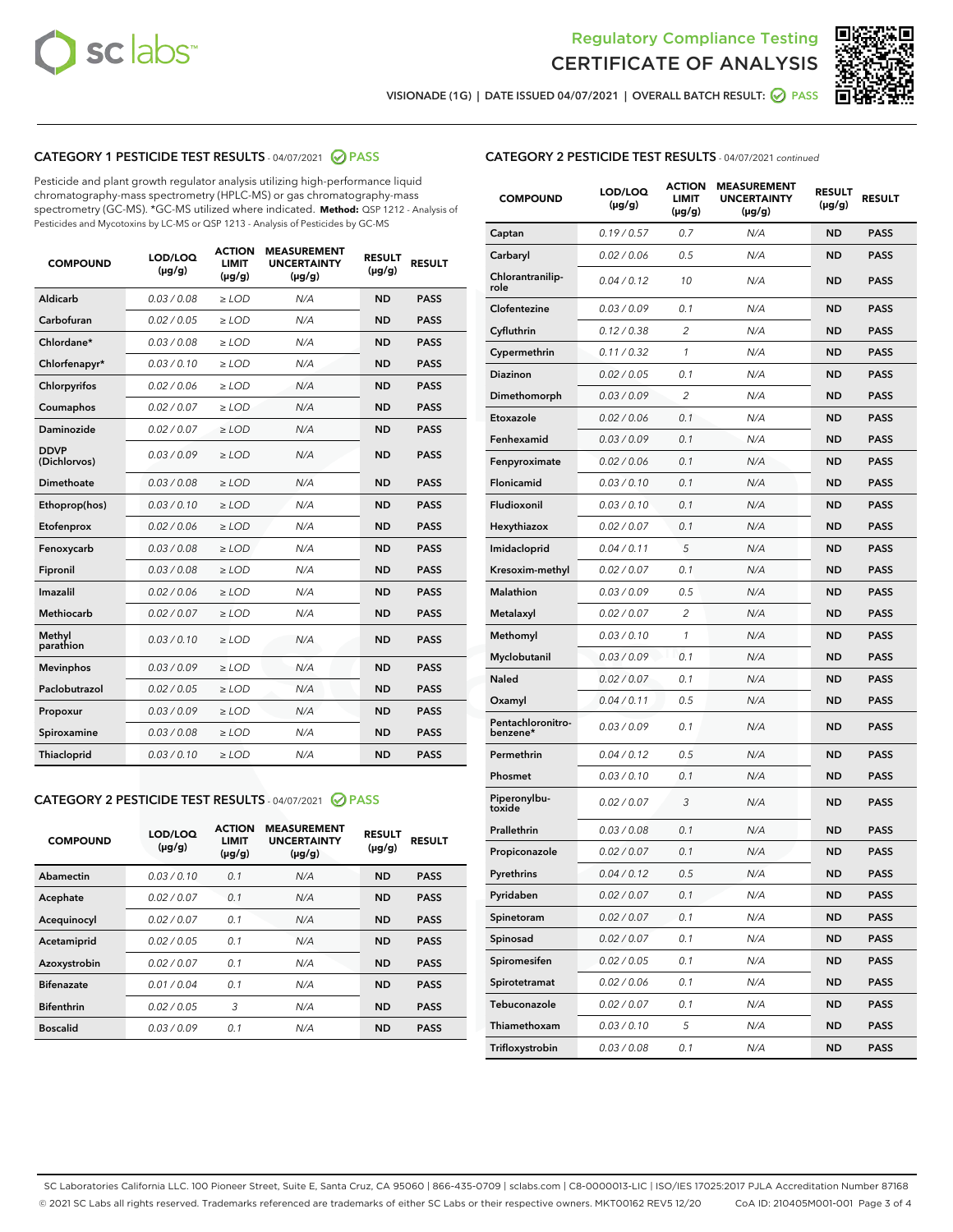Regulatory Compliance Testing
CERTIFICATE OF ANALYSIS

VISIONADE (1G) | DATE ISSUED 04/07/2021 | OVERALL BATCH RESULT: PASS

## CATEGORY 1 PESTICIDE TEST RESULTS - 04/07/2021 PASS

Pesticide and plant growth regulator analysis utilizing high-performance liquid chromatography-mass spectrometry (HPLC-MS) or gas chromatography-mass spectrometry (GC-MS). *GC-MS utilized where indicated. **Method:** QSP 1212 - Analysis of Pesticides and Mycotoxins by LC-MS or QSP 1213 - Analysis of Pesticides by GC-MS

| COMPOUND | LOD/LOQ (µg/g) | ACTION LIMIT (µg/g) | MEASUREMENT UNCERTAINTY (µg/g) | RESULT (µg/g) | RESULT |
|---|---|---|---|---|---|
| Aldicarb | 0.03 / 0.08 | ≥ LOD | N/A | ND | PASS |
| Carbofuran | 0.02 / 0.05 | ≥ LOD | N/A | ND | PASS |
| Chlordane* | 0.03 / 0.08 | ≥ LOD | N/A | ND | PASS |
| Chlorfenapyr* | 0.03 / 0.10 | ≥ LOD | N/A | ND | PASS |
| Chlorpyrifos | 0.02 / 0.06 | ≥ LOD | N/A | ND | PASS |
| Coumaphos | 0.02 / 0.07 | ≥ LOD | N/A | ND | PASS |
| Daminozide | 0.02 / 0.07 | ≥ LOD | N/A | ND | PASS |
| DDVP (Dichlorvos) | 0.03 / 0.09 | ≥ LOD | N/A | ND | PASS |
| Dimethoate | 0.03 / 0.08 | ≥ LOD | N/A | ND | PASS |
| Ethoprop(hos) | 0.03 / 0.10 | ≥ LOD | N/A | ND | PASS |
| Etofenprox | 0.02 / 0.06 | ≥ LOD | N/A | ND | PASS |
| Fenoxycarb | 0.03 / 0.08 | ≥ LOD | N/A | ND | PASS |
| Fipronil | 0.03 / 0.08 | ≥ LOD | N/A | ND | PASS |
| Imazalil | 0.02 / 0.06 | ≥ LOD | N/A | ND | PASS |
| Methiocarb | 0.02 / 0.07 | ≥ LOD | N/A | ND | PASS |
| Methyl parathion | 0.03 / 0.10 | ≥ LOD | N/A | ND | PASS |
| Mevinphos | 0.03 / 0.09 | ≥ LOD | N/A | ND | PASS |
| Paclobutrazol | 0.02 / 0.05 | ≥ LOD | N/A | ND | PASS |
| Propoxur | 0.03 / 0.09 | ≥ LOD | N/A | ND | PASS |
| Spiroxamine | 0.03 / 0.08 | ≥ LOD | N/A | ND | PASS |
| Thiacloprid | 0.03 / 0.10 | ≥ LOD | N/A | ND | PASS |

## CATEGORY 2 PESTICIDE TEST RESULTS - 04/07/2021 PASS

| COMPOUND | LOD/LOQ (µg/g) | ACTION LIMIT (µg/g) | MEASUREMENT UNCERTAINTY (µg/g) | RESULT (µg/g) | RESULT |
|---|---|---|---|---|---|
| Abamectin | 0.03 / 0.10 | 0.1 | N/A | ND | PASS |
| Acephate | 0.02 / 0.07 | 0.1 | N/A | ND | PASS |
| Acequinocyl | 0.02 / 0.07 | 0.1 | N/A | ND | PASS |
| Acetamiprid | 0.02 / 0.05 | 0.1 | N/A | ND | PASS |
| Azoxystrobin | 0.02 / 0.07 | 0.1 | N/A | ND | PASS |
| Bifenazate | 0.01 / 0.04 | 0.1 | N/A | ND | PASS |
| Bifenthrin | 0.02 / 0.05 | 3 | N/A | ND | PASS |
| Boscalid | 0.03 / 0.09 | 0.1 | N/A | ND | PASS |
| Captan | 0.19 / 0.57 | 0.7 | N/A | ND | PASS |
| Carbaryl | 0.02 / 0.06 | 0.5 | N/A | ND | PASS |
| Chlorantraniliprole | 0.04 / 0.12 | 10 | N/A | ND | PASS |
| Clofentezine | 0.03 / 0.09 | 0.1 | N/A | ND | PASS |
| Cyfluthrin | 0.12 / 0.38 | 2 | N/A | ND | PASS |
| Cypermethrin | 0.11 / 0.32 | 1 | N/A | ND | PASS |
| Diazinon | 0.02 / 0.05 | 0.1 | N/A | ND | PASS |
| Dimethomorph | 0.03 / 0.09 | 2 | N/A | ND | PASS |
| Etoxazole | 0.02 / 0.06 | 0.1 | N/A | ND | PASS |
| Fenhexamid | 0.03 / 0.09 | 0.1 | N/A | ND | PASS |
| Fenpyroximate | 0.02 / 0.06 | 0.1 | N/A | ND | PASS |
| Flonicamid | 0.03 / 0.10 | 0.1 | N/A | ND | PASS |
| Fludioxonil | 0.03 / 0.10 | 0.1 | N/A | ND | PASS |
| Hexythiazox | 0.02 / 0.07 | 0.1 | N/A | ND | PASS |
| Imidacloprid | 0.04 / 0.11 | 5 | N/A | ND | PASS |
| Kresoxim-methyl | 0.02 / 0.07 | 0.1 | N/A | ND | PASS |
| Malathion | 0.03 / 0.09 | 0.5 | N/A | ND | PASS |
| Metalaxyl | 0.02 / 0.07 | 2 | N/A | ND | PASS |
| Methomyl | 0.03 / 0.10 | 1 | N/A | ND | PASS |
| Myclobutanil | 0.03 / 0.09 | 0.1 | N/A | ND | PASS |
| Naled | 0.02 / 0.07 | 0.1 | N/A | ND | PASS |
| Oxamyl | 0.04 / 0.11 | 0.5 | N/A | ND | PASS |
| Pentachloronitrobenzene* | 0.03 / 0.09 | 0.1 | N/A | ND | PASS |
| Permethrin | 0.04 / 0.12 | 0.5 | N/A | ND | PASS |
| Phosmet | 0.03 / 0.10 | 0.1 | N/A | ND | PASS |
| Piperonylbutoxide | 0.02 / 0.07 | 3 | N/A | ND | PASS |
| Prallethrin | 0.03 / 0.08 | 0.1 | N/A | ND | PASS |
| Propiconazole | 0.02 / 0.07 | 0.1 | N/A | ND | PASS |
| Pyrethrins | 0.04 / 0.12 | 0.5 | N/A | ND | PASS |
| Pyridaben | 0.02 / 0.07 | 0.1 | N/A | ND | PASS |
| Spinetoram | 0.02 / 0.07 | 0.1 | N/A | ND | PASS |
| Spinosad | 0.02 / 0.07 | 0.1 | N/A | ND | PASS |
| Spiromesifen | 0.02 / 0.05 | 0.1 | N/A | ND | PASS |
| Spirotetramat | 0.02 / 0.06 | 0.1 | N/A | ND | PASS |
| Tebuconazole | 0.02 / 0.07 | 0.1 | N/A | ND | PASS |
| Thiamethoxam | 0.03 / 0.10 | 5 | N/A | ND | PASS |
| Trifloxystrobin | 0.03 / 0.08 | 0.1 | N/A | ND | PASS |

SC Laboratories California LLC. 100 Pioneer Street, Suite E, Santa Cruz, CA 95060 | 866-435-0709 | sclabs.com | C8-0000013-LIC | ISO/IES 17025:2017 PJLA Accreditation Number 87168
© 2021 SC Labs all rights reserved. Trademarks referenced are trademarks of either SC Labs or their respective owners. MKT00162 REV5 12/20 CoA ID: 210405M001-001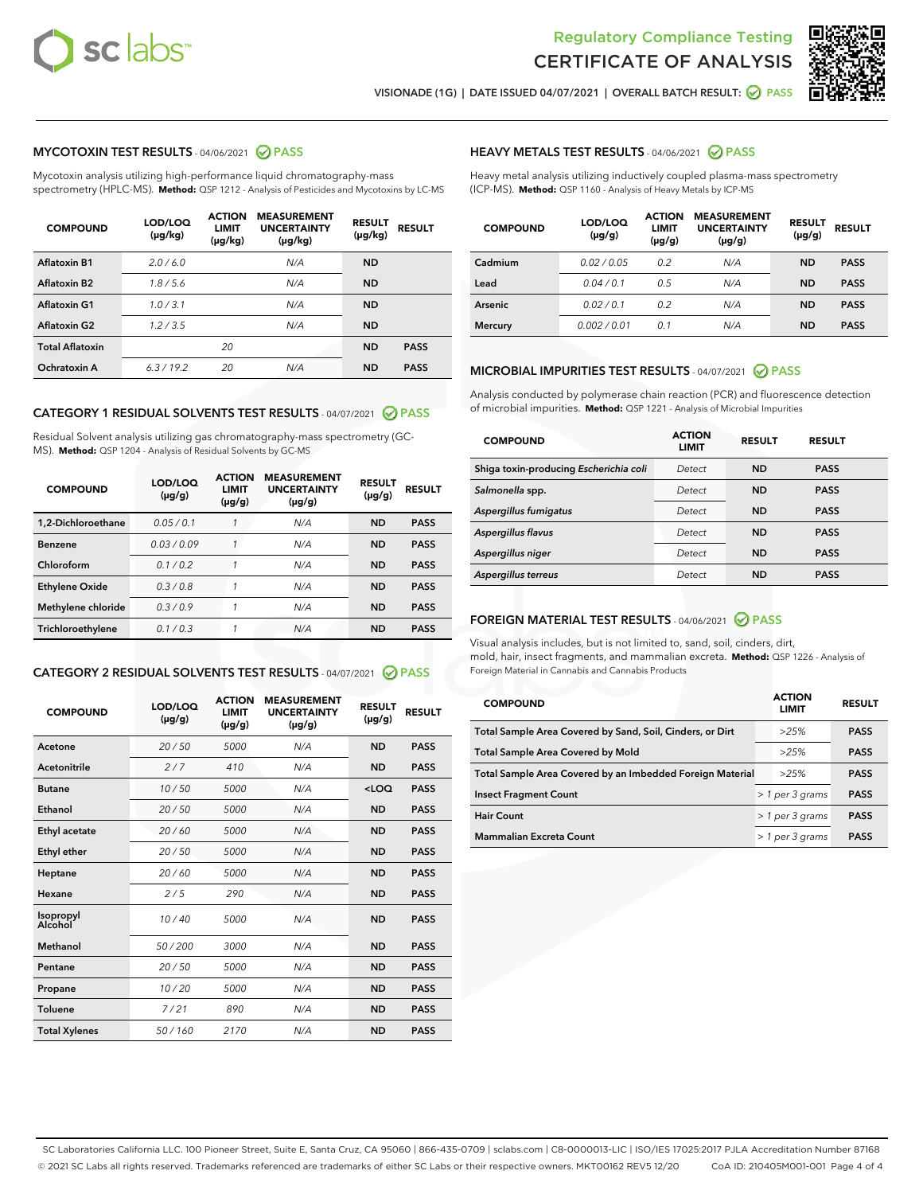Regulatory Compliance Testing
CERTIFICATE OF ANALYSIS

VISIONADE (1G) | DATE ISSUED 04/07/2021 | OVERALL BATCH RESULT: PASS

## MYCOTOXIN TEST RESULTS - 04/06/2021 PASS

Mycotoxin analysis utilizing high-performance liquid chromatography-mass spectrometry (HPLC-MS). **Method:** QSP 1212 - Analysis of Pesticides and Mycotoxins by LC-MS

| COMPOUND | LOD/LOQ (μg/kg) | ACTION LIMIT (μg/kg) | MEASUREMENT UNCERTAINTY (μg/kg) | RESULT (μg/kg) | RESULT |
|---|---|---|---|---|---|
| Aflatoxin B1 | 2.0 / 6.0 | | N/A | ND | |
| Aflatoxin B2 | 1.8 / 5.6 | | N/A | ND | |
| Aflatoxin G1 | 1.0 / 3.1 | | N/A | ND | |
| Aflatoxin G2 | 1.2 / 3.5 | | N/A | ND | |
| Total Aflatoxin | | 20 | | ND | PASS |
| Ochratoxin A | 6.3 / 19.2 | 20 | N/A | ND | PASS |

## CATEGORY 1 RESIDUAL SOLVENTS TEST RESULTS - 04/07/2021 PASS

Residual Solvent analysis utilizing gas chromatography-mass spectrometry (GC-MS). **Method:** QSP 1204 - Analysis of Residual Solvents by GC-MS

| COMPOUND | LOD/LOQ (μg/g) | ACTION LIMIT (μg/g) | MEASUREMENT UNCERTAINTY (μg/g) | RESULT (μg/g) | RESULT |
|---|---|---|---|---|---|
| 1,2-Dichloroethane | 0.05 / 0.1 | 1 | N/A | ND | PASS |
| Benzene | 0.03 / 0.09 | 1 | N/A | ND | PASS |
| Chloroform | 0.1 / 0.2 | 1 | N/A | ND | PASS |
| Ethylene Oxide | 0.3 / 0.8 | 1 | N/A | ND | PASS |
| Methylene chloride | 0.3 / 0.9 | 1 | N/A | ND | PASS |
| Trichloroethylene | 0.1 / 0.3 | 1 | N/A | ND | PASS |

## CATEGORY 2 RESIDUAL SOLVENTS TEST RESULTS - 04/07/2021 PASS

| COMPOUND | LOD/LOQ (μg/g) | ACTION LIMIT (μg/g) | MEASUREMENT UNCERTAINTY (μg/g) | RESULT (μg/g) | RESULT |
|---|---|---|---|---|---|
| Acetone | 20 / 50 | 5000 | N/A | ND | PASS |
| Acetonitrile | 2 / 7 | 410 | N/A | ND | PASS |
| Butane | 10 / 50 | 5000 | N/A | <LOQ | PASS |
| Ethanol | 20 / 50 | 5000 | N/A | ND | PASS |
| Ethyl acetate | 20 / 60 | 5000 | N/A | ND | PASS |
| Ethyl ether | 20 / 50 | 5000 | N/A | ND | PASS |
| Heptane | 20 / 60 | 5000 | N/A | ND | PASS |
| Hexane | 2 / 5 | 290 | N/A | ND | PASS |
| Isopropyl Alcohol | 10 / 40 | 5000 | N/A | ND | PASS |
| Methanol | 50 / 200 | 3000 | N/A | ND | PASS |
| Pentane | 20 / 50 | 5000 | N/A | ND | PASS |
| Propane | 10 / 20 | 5000 | N/A | ND | PASS |
| Toluene | 7 / 21 | 890 | N/A | ND | PASS |
| Total Xylenes | 50 / 160 | 2170 | N/A | ND | PASS |

## HEAVY METALS TEST RESULTS - 04/06/2021 PASS

Heavy metal analysis utilizing inductively coupled plasma-mass spectrometry (ICP-MS). **Method:** QSP 1160 - Analysis of Heavy Metals by ICP-MS

| COMPOUND | LOD/LOQ (μg/g) | ACTION LIMIT (μg/g) | MEASUREMENT UNCERTAINTY (μg/g) | RESULT (μg/g) | RESULT |
|---|---|---|---|---|---|
| Cadmium | 0.02 / 0.05 | 0.2 | N/A | ND | PASS |
| Lead | 0.04 / 0.1 | 0.5 | N/A | ND | PASS |
| Arsenic | 0.02 / 0.1 | 0.2 | N/A | ND | PASS |
| Mercury | 0.002 / 0.01 | 0.1 | N/A | ND | PASS |

## MICROBIAL IMPURITIES TEST RESULTS - 04/07/2021 PASS

Analysis conducted by polymerase chain reaction (PCR) and fluorescence detection of microbial impurities. **Method:** QSP 1221 - Analysis of Microbial Impurities

| COMPOUND | ACTION LIMIT | RESULT | RESULT |
|---|---|---|---|
| *Shiga toxin-producing Escherichia coli* | Detect | ND | PASS |
| *Salmonella* spp. | Detect | ND | PASS |
| *Aspergillus fumigatus* | Detect | ND | PASS |
| *Aspergillus flavus* | Detect | ND | PASS |
| *Aspergillus niger* | Detect | ND | PASS |
| *Aspergillus terreus* | Detect | ND | PASS |

## FOREIGN MATERIAL TEST RESULTS - 04/06/2021 PASS

Visual analysis includes, but is not limited to, sand, soil, cinders, dirt, mold, hair, insect fragments, and mammalian excreta. **Method:** QSP 1226 - Analysis of Foreign Material in Cannabis and Cannabis Products

| COMPOUND | ACTION LIMIT | RESULT |
|---|---|---|
| Total Sample Area Covered by Sand, Soil, Cinders, or Dirt | >25% | PASS |
| Total Sample Area Covered by Mold | >25% | PASS |
| Total Sample Area Covered by an Imbedded Foreign Material | >25% | PASS |
| Insect Fragment Count | > 1 per 3 grams | PASS |
| Hair Count | > 1 per 3 grams | PASS |
| Mammalian Excreta Count | > 1 per 3 grams | PASS |

SC Laboratories California LLC. 100 Pioneer Street, Suite E, Santa Cruz, CA 95060 | 866-435-0709 | sclabs.com | C8-0000013-LIC | ISO/IES 17025:2017 PJLA Accreditation Number 87168
© 2021 SC Labs all rights reserved. Trademarks referenced are trademarks of either SC Labs or their respective owners. MKT00162 REV5 12/20 CoA ID: 210405M001-001